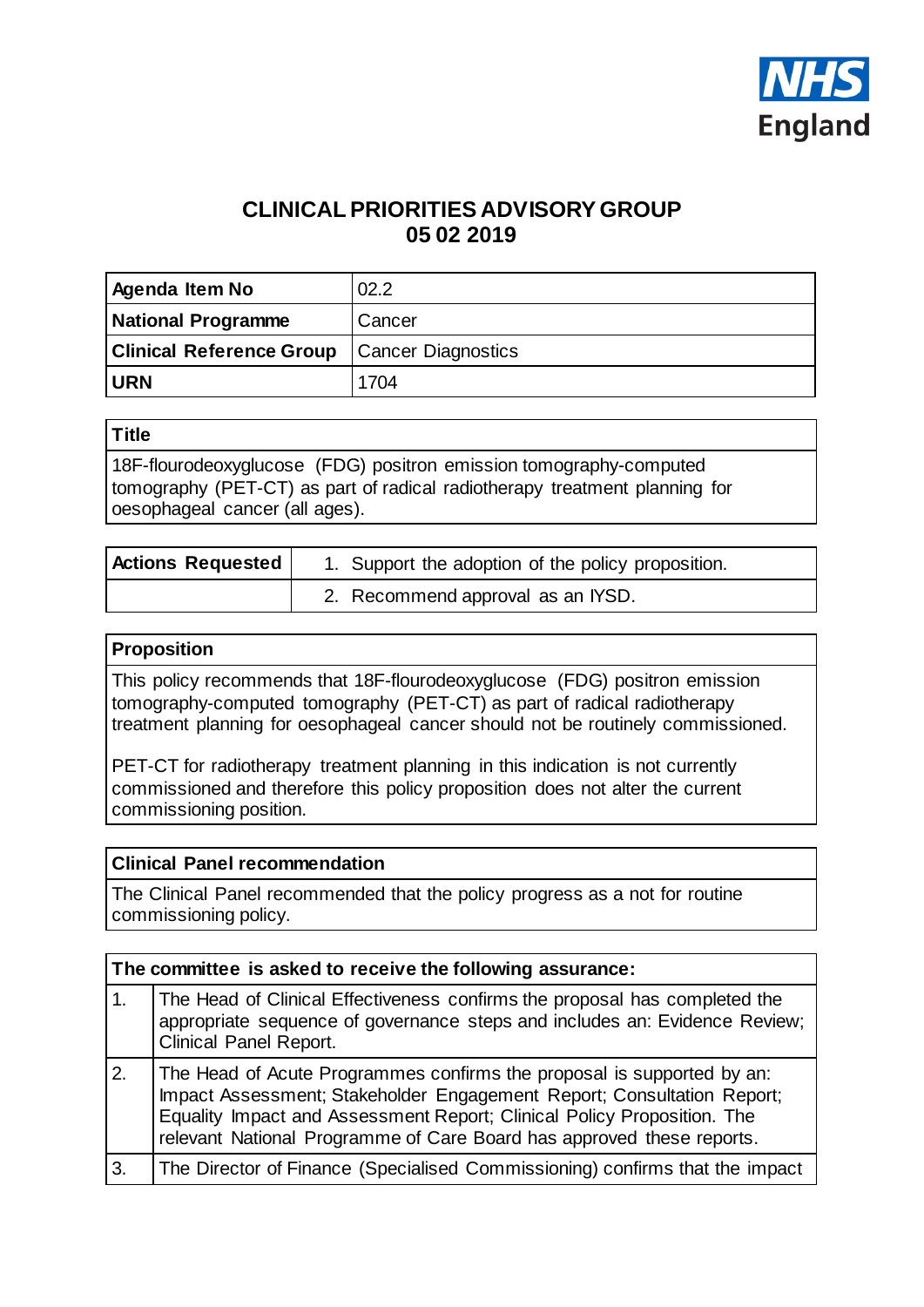# CLINICAL PRIORITIES ADVISORY GROUP
## 05 02 2019

| | |
|---|---|
| **Agenda Item No** | 02.2 |
| **National Programme** | Cancer |
| **Clinical Reference Group** | Cancer Diagnostics |
| **URN** | 1704 |

| **Title** |
|---|
| 18F-flourodeoxyglucose (FDG) positron emission tomography-computed tomography (PET-CT) as part of radical radiotherapy treatment planning for oesophageal cancer (all ages). |

| **Actions Requested** | 1. Support the adoption of the policy proposition. |
|---|---|
| | 2. Recommend approval as an IYSD. |

| **Proposition** |
|---|
| This policy recommends that 18F-flourodeoxyglucose (FDG) positron emission tomography-computed tomography (PET-CT) as part of radical radiotherapy treatment planning for oesophageal cancer should not be routinely commissioned.<br><br>PET-CT for radiotherapy treatment planning in this indication is not currently commissioned and therefore this policy proposition does not alter the current commissioning position. |

| **Clinical Panel recommendation** |
|---|
| The Clinical Panel recommended that the policy progress as a not for routine commissioning policy. |

| **The committee is asked to receive the following assurance:** | |
|---|---|
| 1. | The Head of Clinical Effectiveness confirms the proposal has completed the appropriate sequence of governance steps and includes an: Evidence Review; Clinical Panel Report. |
| 2. | The Head of Acute Programmes confirms the proposal is supported by an: Impact Assessment; Stakeholder Engagement Report; Consultation Report; Equality Impact and Assessment Report; Clinical Policy Proposition. The relevant National Programme of Care Board has approved these reports. |
| 3. | The Director of Finance (Specialised Commissioning) confirms that the impact |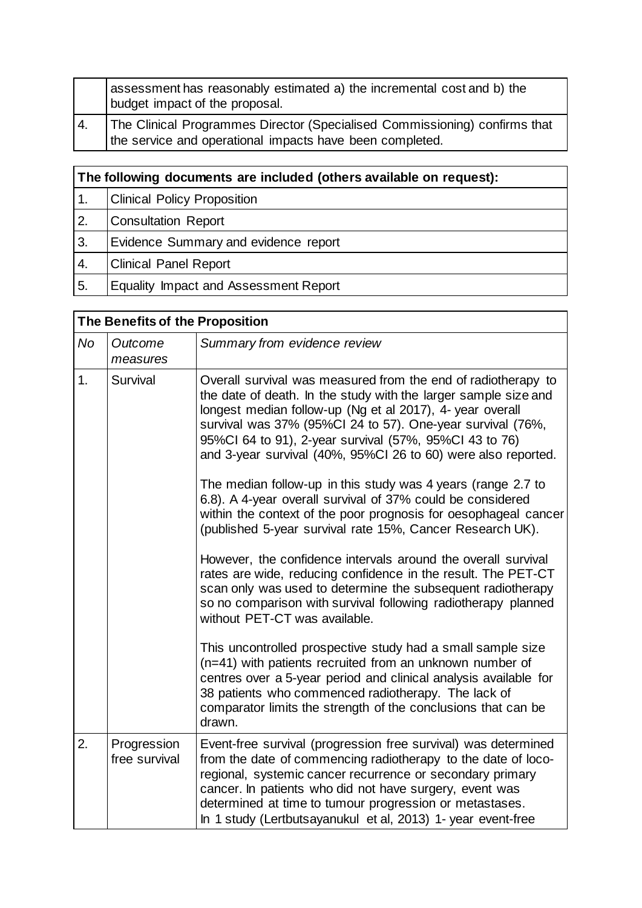|  | assessment has reasonably estimated a) the incremental cost and b) the budget impact of the proposal. |
|---|---|
| 4. | The Clinical Programmes Director (Specialised Commissioning) confirms that the service and operational impacts have been completed. |

| **The following documents are included (others available on request):** | |
|---|---|
| 1. | Clinical Policy Proposition |
| 2. | Consultation Report |
| 3. | Evidence Summary and evidence report |
| 4. | Clinical Panel Report |
| 5. | Equality Impact and Assessment Report |

| **The Benefits of the Proposition** | | |
|---|---|---|
| *No* | *Outcome measures* | *Summary from evidence review* |
| 1. | Survival | Overall survival was measured from the end of radiotherapy to the date of death. In the study with the larger sample size and longest median follow-up (Ng et al 2017), 4- year overall survival was 37% (95%CI 24 to 57). One-year survival (76%, 95%CI 64 to 91), 2-year survival (57%, 95%CI 43 to 76) and 3-year survival (40%, 95%CI 26 to 60) were also reported.<br><br>The median follow-up in this study was 4 years (range 2.7 to 6.8). A 4-year overall survival of 37% could be considered within the context of the poor prognosis for oesophageal cancer (published 5-year survival rate 15%, Cancer Research UK).<br><br>However, the confidence intervals around the overall survival rates are wide, reducing confidence in the result. The PET-CT scan only was used to determine the subsequent radiotherapy so no comparison with survival following radiotherapy planned without PET-CT was available.<br><br>This uncontrolled prospective study had a small sample size (n=41) with patients recruited from an unknown number of centres over a 5-year period and clinical analysis available for 38 patients who commenced radiotherapy. The lack of comparator limits the strength of the conclusions that can be drawn. |
| 2. | Progression free survival | Event-free survival (progression free survival) was determined from the date of commencing radiotherapy to the date of loco-regional, systemic cancer recurrence or secondary primary cancer. In patients who did not have surgery, event was determined at time to tumour progression or metastases.<br>In 1 study (Lertbutsayanukul et al, 2013) 1- year event-free |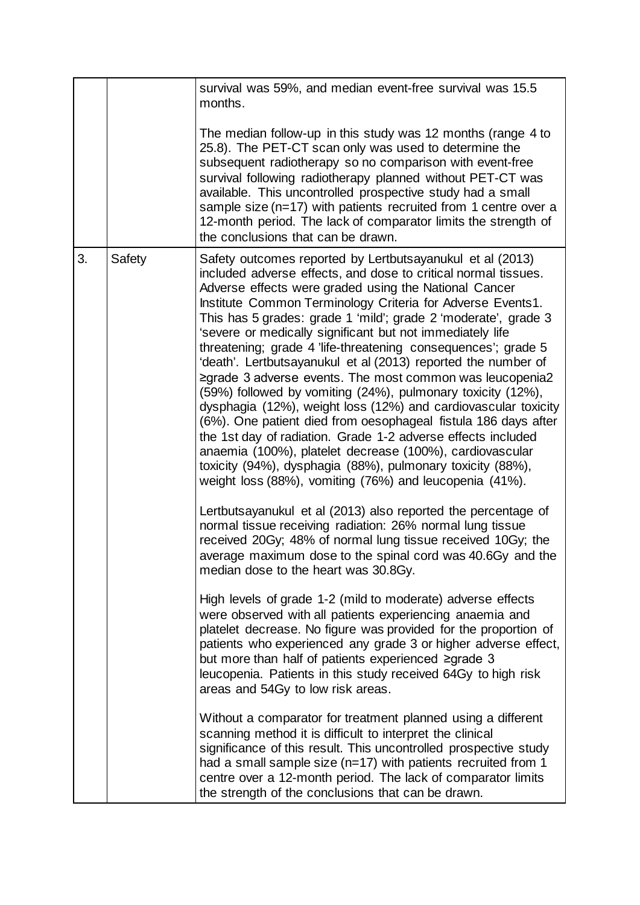| | | |
|---|---|---|
| | | survival was 59%, and median event-free survival was 15.5 months.<br><br>The median follow-up in this study was 12 months (range 4 to 25.8). The PET-CT scan only was used to determine the subsequent radiotherapy so no comparison with event-free survival following radiotherapy planned without PET-CT was available. This uncontrolled prospective study had a small sample size (n=17) with patients recruited from 1 centre over a 12-month period. The lack of comparator limits the strength of the conclusions that can be drawn. |
| 3. | Safety | Safety outcomes reported by Lertbutsayanukul et al (2013) included adverse effects, and dose to critical normal tissues. Adverse effects were graded using the National Cancer Institute Common Terminology Criteria for Adverse Events[1]. This has 5 grades: grade 1 'mild'; grade 2 'moderate', grade 3 'severe or medically significant but not immediately life threatening; grade 4 'life-threatening consequences'; grade 5 'death'. Lertbutsayanukul et al (2013) reported the number of ≥grade 3 adverse events. The most common was leucopenia[2] (59%) followed by vomiting (24%), pulmonary toxicity (12%), dysphagia (12%), weight loss (12%) and cardiovascular toxicity (6%). One patient died from oesophageal fistula 186 days after the 1st day of radiation. Grade 1-2 adverse effects included anaemia (100%), platelet decrease (100%), cardiovascular toxicity (94%), dysphagia (88%), pulmonary toxicity (88%), weight loss (88%), vomiting (76%) and leucopenia (41%).<br><br>Lertbutsayanukul et al (2013) also reported the percentage of normal tissue receiving radiation: 26% normal lung tissue received 20Gy; 48% of normal lung tissue received 10Gy; the average maximum dose to the spinal cord was 40.6Gy and the median dose to the heart was 30.8Gy.<br><br>High levels of grade 1-2 (mild to moderate) adverse effects were observed with all patients experiencing anaemia and platelet decrease. No figure was provided for the proportion of patients who experienced any grade 3 or higher adverse effect, but more than half of patients experienced ≥grade 3 leucopenia. Patients in this study received 64Gy to high risk areas and 54Gy to low risk areas.<br><br>Without a comparator for treatment planned using a different scanning method it is difficult to interpret the clinical significance of this result. This uncontrolled prospective study had a small sample size (n=17) with patients recruited from 1 centre over a 12-month period. The lack of comparator limits the strength of the conclusions that can be drawn. |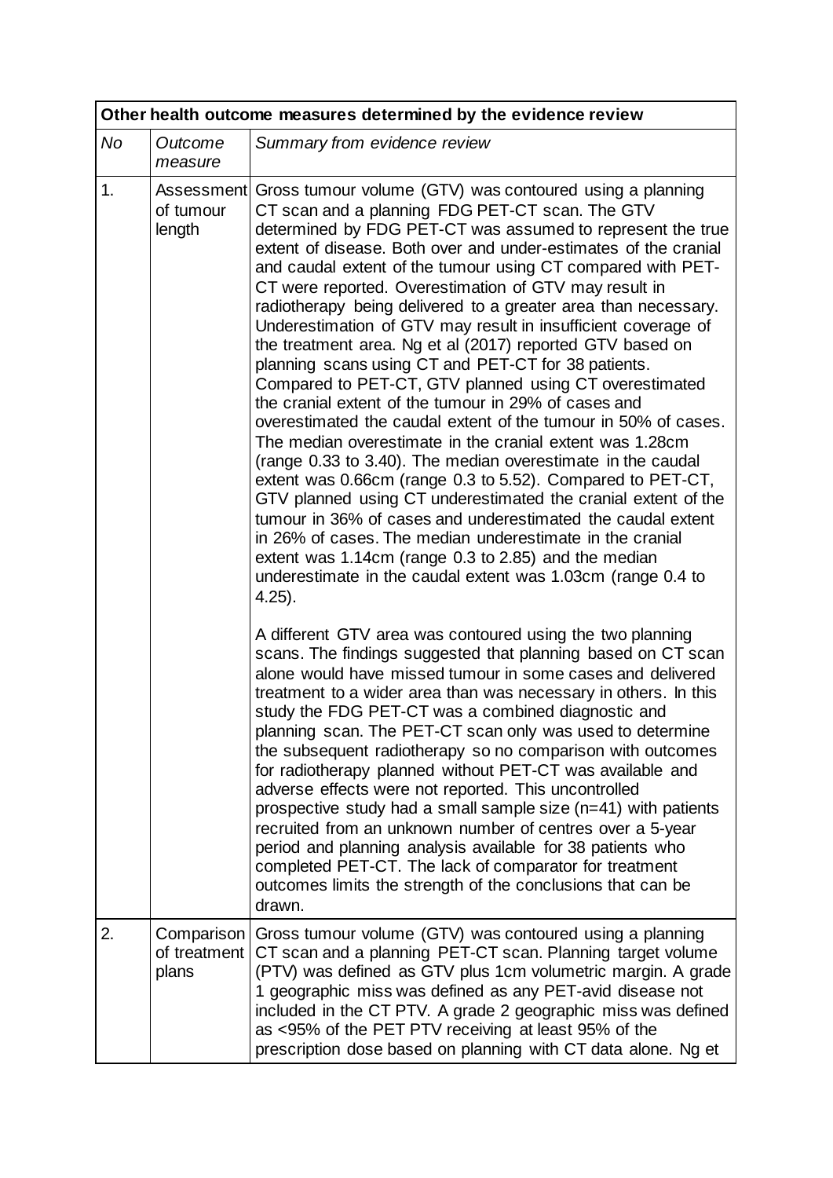| Other health outcome measures determined by the evidence review | | |
|---|---|---|
| *No* | *Outcome measure* | *Summary from evidence review* |
| 1. | Assessment of tumour length | Gross tumour volume (GTV) was contoured using a planning CT scan and a planning FDG PET-CT scan. The GTV determined by FDG PET-CT was assumed to represent the true extent of disease. Both over and under-estimates of the cranial and caudal extent of the tumour using CT compared with PET-CT were reported. Overestimation of GTV may result in radiotherapy being delivered to a greater area than necessary. Underestimation of GTV may result in insufficient coverage of the treatment area. Ng et al (2017) reported GTV based on planning scans using CT and PET-CT for 38 patients. Compared to PET-CT, GTV planned using CT overestimated the cranial extent of the tumour in 29% of cases and overestimated the caudal extent of the tumour in 50% of cases. The median overestimate in the cranial extent was 1.28cm (range 0.33 to 3.40). The median overestimate in the caudal extent was 0.66cm (range 0.3 to 5.52). Compared to PET-CT, GTV planned using CT underestimated the cranial extent of the tumour in 36% of cases and underestimated the caudal extent in 26% of cases. The median underestimate in the cranial extent was 1.14cm (range 0.3 to 2.85) and the median underestimate in the caudal extent was 1.03cm (range 0.4 to 4.25).<br><br>A different GTV area was contoured using the two planning scans. The findings suggested that planning based on CT scan alone would have missed tumour in some cases and delivered treatment to a wider area than was necessary in others. In this study the FDG PET-CT was a combined diagnostic and planning scan. The PET-CT scan only was used to determine the subsequent radiotherapy so no comparison with outcomes for radiotherapy planned without PET-CT was available and adverse effects were not reported. This uncontrolled prospective study had a small sample size (n=41) with patients recruited from an unknown number of centres over a 5-year period and planning analysis available for 38 patients who completed PET-CT. The lack of comparator for treatment outcomes limits the strength of the conclusions that can be drawn. |
| 2. | Comparison of treatment plans | Gross tumour volume (GTV) was contoured using a planning CT scan and a planning PET-CT scan. Planning target volume (PTV) was defined as GTV plus 1cm volumetric margin. A grade 1 geographic miss was defined as any PET-avid disease not included in the CT PTV. A grade 2 geographic miss was defined as <95% of the PET PTV receiving at least 95% of the prescription dose based on planning with CT data alone. Ng et |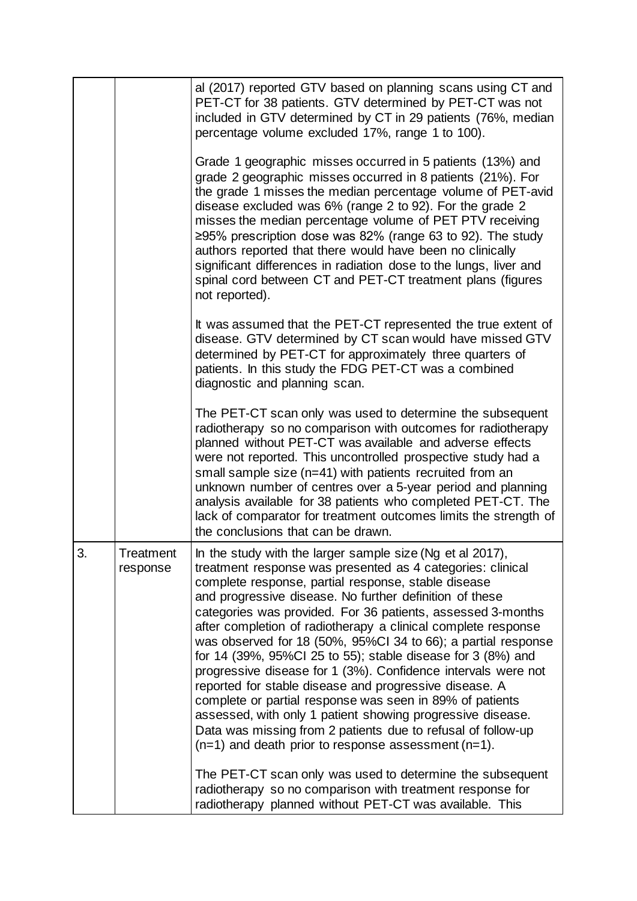| | | |
|---|---|---|
| | | al (2017) reported GTV based on planning scans using CT and PET-CT for 38 patients. GTV determined by PET-CT was not included in GTV determined by CT in 29 patients (76%, median percentage volume excluded 17%, range 1 to 100).<br><br>Grade 1 geographic misses occurred in 5 patients (13%) and grade 2 geographic misses occurred in 8 patients (21%). For the grade 1 misses the median percentage volume of PET-avid disease excluded was 6% (range 2 to 92). For the grade 2 misses the median percentage volume of PET PTV receiving ≥95% prescription dose was 82% (range 63 to 92). The study authors reported that there would have been no clinically significant differences in radiation dose to the lungs, liver and spinal cord between CT and PET-CT treatment plans (figures not reported).<br><br>It was assumed that the PET-CT represented the true extent of disease. GTV determined by CT scan would have missed GTV determined by PET-CT for approximately three quarters of patients. In this study the FDG PET-CT was a combined diagnostic and planning scan.<br><br>The PET-CT scan only was used to determine the subsequent radiotherapy so no comparison with outcomes for radiotherapy planned without PET-CT was available and adverse effects were not reported. This uncontrolled prospective study had a small sample size (n=41) with patients recruited from an unknown number of centres over a 5-year period and planning analysis available for 38 patients who completed PET-CT. The lack of comparator for treatment outcomes limits the strength of the conclusions that can be drawn. |
| 3. | Treatment response | In the study with the larger sample size (Ng et al 2017), treatment response was presented as 4 categories: clinical complete response, partial response, stable disease and progressive disease. No further definition of these categories was provided. For 36 patients, assessed 3-months after completion of radiotherapy a clinical complete response was observed for 18 (50%, 95%CI 34 to 66); a partial response for 14 (39%, 95%CI 25 to 55); stable disease for 3 (8%) and progressive disease for 1 (3%). Confidence intervals were not reported for stable disease and progressive disease. A complete or partial response was seen in 89% of patients assessed, with only 1 patient showing progressive disease. Data was missing from 2 patients due to refusal of follow-up (n=1) and death prior to response assessment (n=1).<br><br>The PET-CT scan only was used to determine the subsequent radiotherapy so no comparison with treatment response for radiotherapy planned without PET-CT was available. This |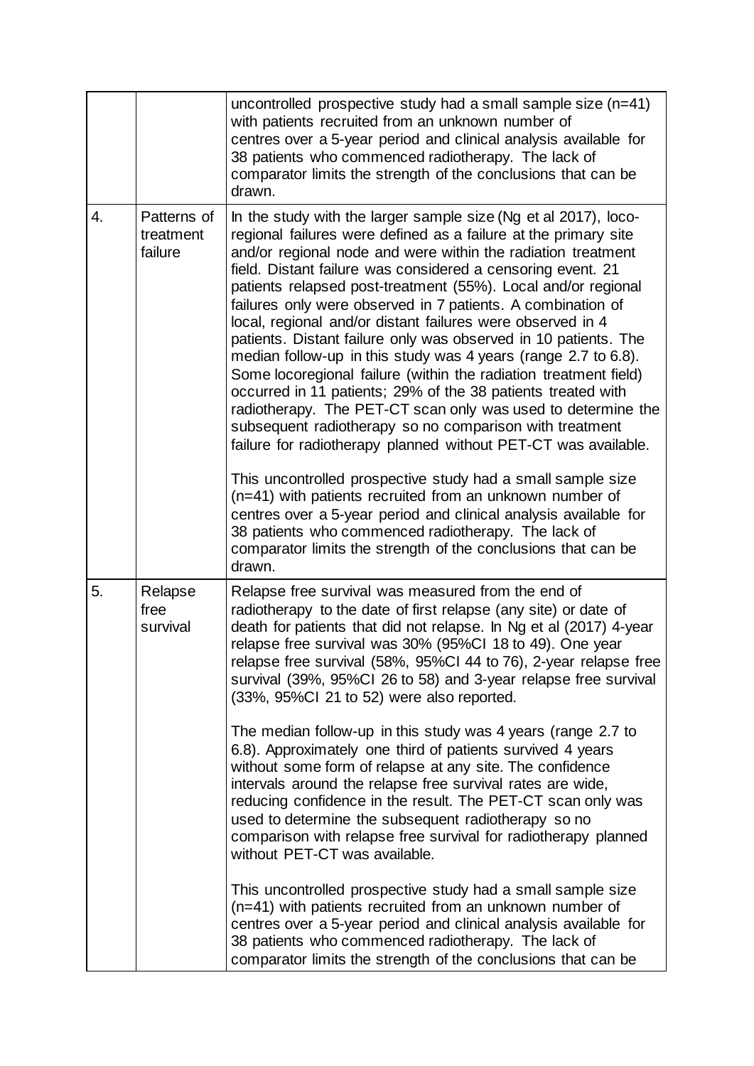| | | |
|---|---|---|
| | | uncontrolled prospective study had a small sample size (n=41) with patients recruited from an unknown number of centres over a 5-year period and clinical analysis available for 38 patients who commenced radiotherapy. The lack of comparator limits the strength of the conclusions that can be drawn. |
| 4. | Patterns of treatment failure | In the study with the larger sample size (Ng et al 2017), loco-regional failures were defined as a failure at the primary site and/or regional node and were within the radiation treatment field. Distant failure was considered a censoring event. 21 patients relapsed post-treatment (55%). Local and/or regional failures only were observed in 7 patients. A combination of local, regional and/or distant failures were observed in 4 patients. Distant failure only was observed in 10 patients. The median follow-up in this study was 4 years (range 2.7 to 6.8). Some locoregional failure (within the radiation treatment field) occurred in 11 patients; 29% of the 38 patients treated with radiotherapy. The PET-CT scan only was used to determine the subsequent radiotherapy so no comparison with treatment failure for radiotherapy planned without PET-CT was available.<br><br>This uncontrolled prospective study had a small sample size (n=41) with patients recruited from an unknown number of centres over a 5-year period and clinical analysis available for 38 patients who commenced radiotherapy. The lack of comparator limits the strength of the conclusions that can be drawn. |
| 5. | Relapse free survival | Relapse free survival was measured from the end of radiotherapy to the date of first relapse (any site) or date of death for patients that did not relapse. In Ng et al (2017) 4-year relapse free survival was 30% (95%CI 18 to 49). One year relapse free survival (58%, 95%CI 44 to 76), 2-year relapse free survival (39%, 95%CI 26 to 58) and 3-year relapse free survival (33%, 95%CI 21 to 52) were also reported.<br><br>The median follow-up in this study was 4 years (range 2.7 to 6.8). Approximately one third of patients survived 4 years without some form of relapse at any site. The confidence intervals around the relapse free survival rates are wide, reducing confidence in the result. The PET-CT scan only was used to determine the subsequent radiotherapy so no comparison with relapse free survival for radiotherapy planned without PET-CT was available.<br><br>This uncontrolled prospective study had a small sample size (n=41) with patients recruited from an unknown number of centres over a 5-year period and clinical analysis available for 38 patients who commenced radiotherapy. The lack of comparator limits the strength of the conclusions that can be |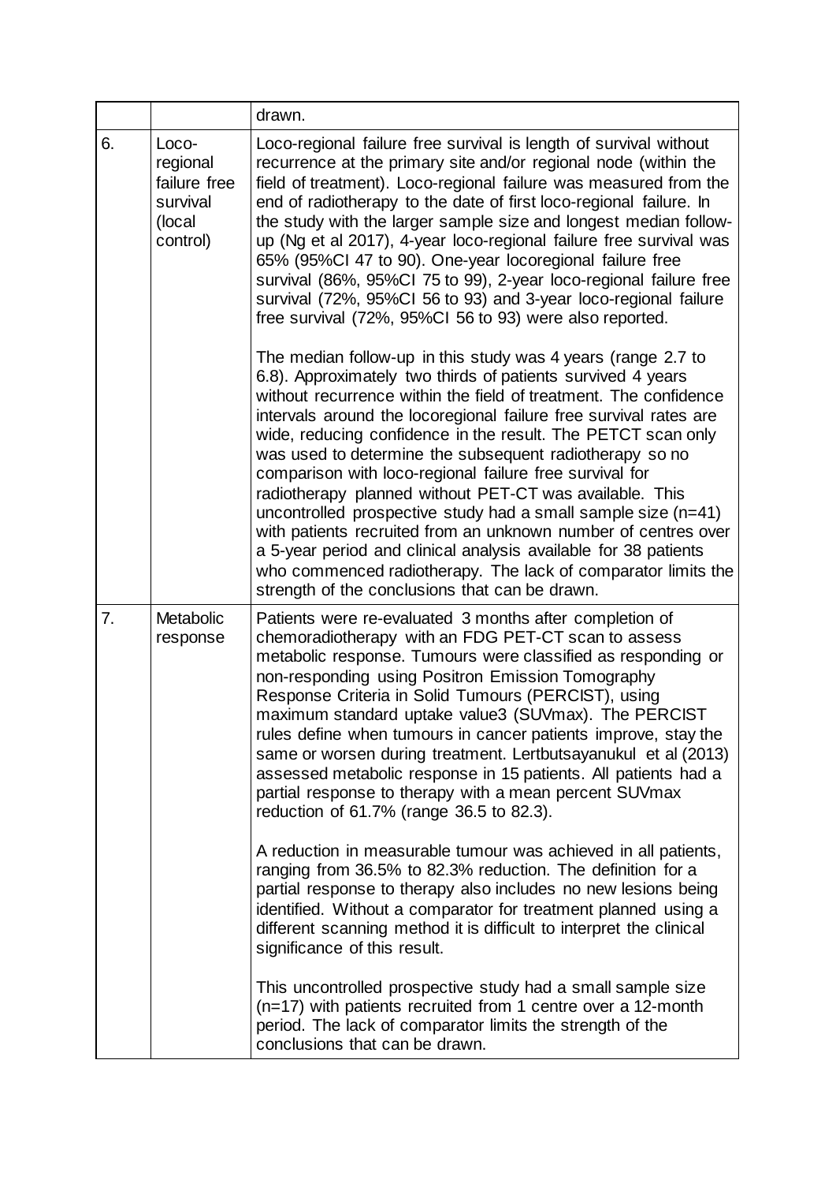| | | drawn. |
|---|---|---|
| 6. | Loco-regional failure free survival (local control) | Loco-regional failure free survival is length of survival without recurrence at the primary site and/or regional node (within the field of treatment). Loco-regional failure was measured from the end of radiotherapy to the date of first loco-regional failure. In the study with the larger sample size and longest median follow-up (Ng et al 2017), 4-year loco-regional failure free survival was 65% (95%CI 47 to 90). One-year locoregional failure free survival (86%, 95%CI 75 to 99), 2-year loco-regional failure free survival (72%, 95%CI 56 to 93) and 3-year loco-regional failure free survival (72%, 95%CI 56 to 93) were also reported.<br><br>The median follow-up in this study was 4 years (range 2.7 to 6.8). Approximately two thirds of patients survived 4 years without recurrence within the field of treatment. The confidence intervals around the locoregional failure free survival rates are wide, reducing confidence in the result. The PETCT scan only was used to determine the subsequent radiotherapy so no comparison with loco-regional failure free survival for radiotherapy planned without PET-CT was available. This uncontrolled prospective study had a small sample size (n=41) with patients recruited from an unknown number of centres over a 5-year period and clinical analysis available for 38 patients who commenced radiotherapy. The lack of comparator limits the strength of the conclusions that can be drawn. |
| 7. | Metabolic response | Patients were re-evaluated 3 months after completion of chemoradiotherapy with an FDG PET-CT scan to assess metabolic response. Tumours were classified as responding or non-responding using Positron Emission Tomography Response Criteria in Solid Tumours (PERCIST), using maximum standard uptake value3 (SUVmax). The PERCIST rules define when tumours in cancer patients improve, stay the same or worsen during treatment. Lertbutsayanukul et al (2013) assessed metabolic response in 15 patients. All patients had a partial response to therapy with a mean percent SUVmax reduction of 61.7% (range 36.5 to 82.3).<br><br>A reduction in measurable tumour was achieved in all patients, ranging from 36.5% to 82.3% reduction. The definition for a partial response to therapy also includes no new lesions being identified. Without a comparator for treatment planned using a different scanning method it is difficult to interpret the clinical significance of this result.<br><br>This uncontrolled prospective study had a small sample size (n=17) with patients recruited from 1 centre over a 12-month period. The lack of comparator limits the strength of the conclusions that can be drawn. |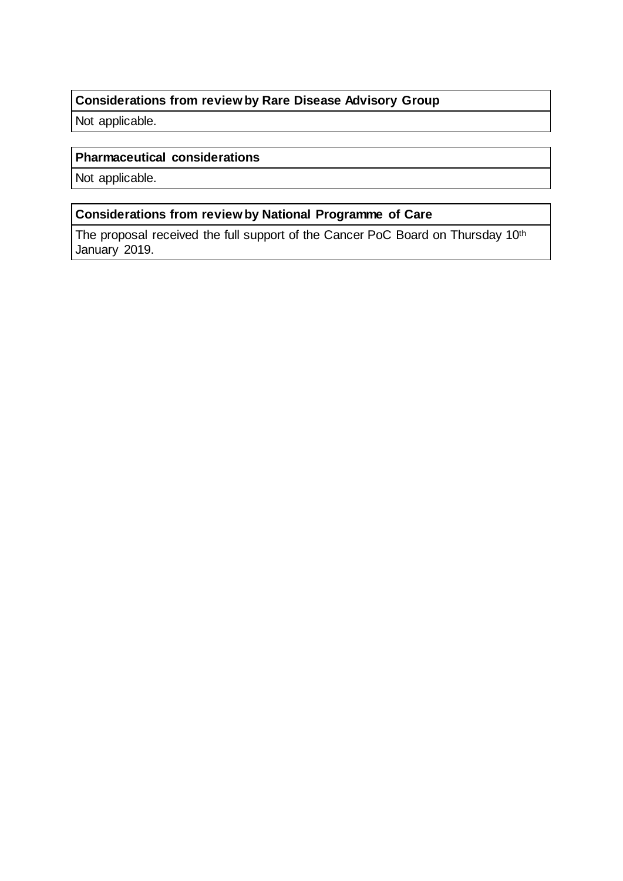**Considerations from review by Rare Disease Advisory Group**

Not applicable.

**Pharmaceutical considerations**

Not applicable.

**Considerations from review by National Programme of Care**

The proposal received the full support of the Cancer PoC Board on Thursday 10th January 2019.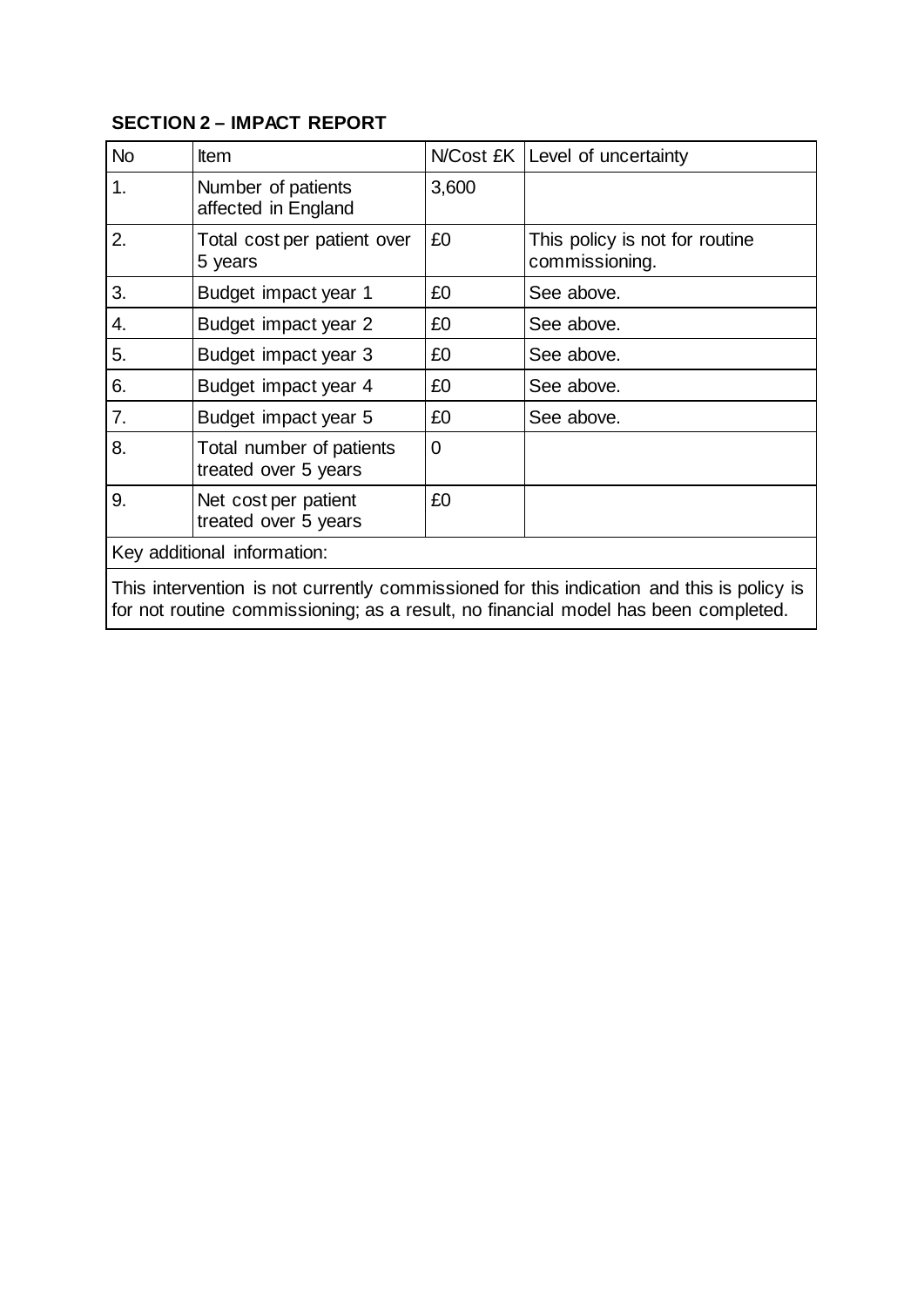**SECTION 2 – IMPACT REPORT**

| No | Item | N/Cost £K | Level of uncertainty |
|---|---|---|---|
| 1. | Number of patients affected in England | 3,600 | |
| 2. | Total cost per patient over 5 years | £0 | This policy is not for routine commissioning. |
| 3. | Budget impact year 1 | £0 | See above. |
| 4. | Budget impact year 2 | £0 | See above. |
| 5. | Budget impact year 3 | £0 | See above. |
| 6. | Budget impact year 4 | £0 | See above. |
| 7. | Budget impact year 5 | £0 | See above. |
| 8. | Total number of patients treated over 5 years | 0 | |
| 9. | Net cost per patient treated over 5 years | £0 | |
| Key additional information: | | | |
| This intervention is not currently commissioned for this indication and this is policy is for not routine commissioning; as a result, no financial model has been completed. | | | |